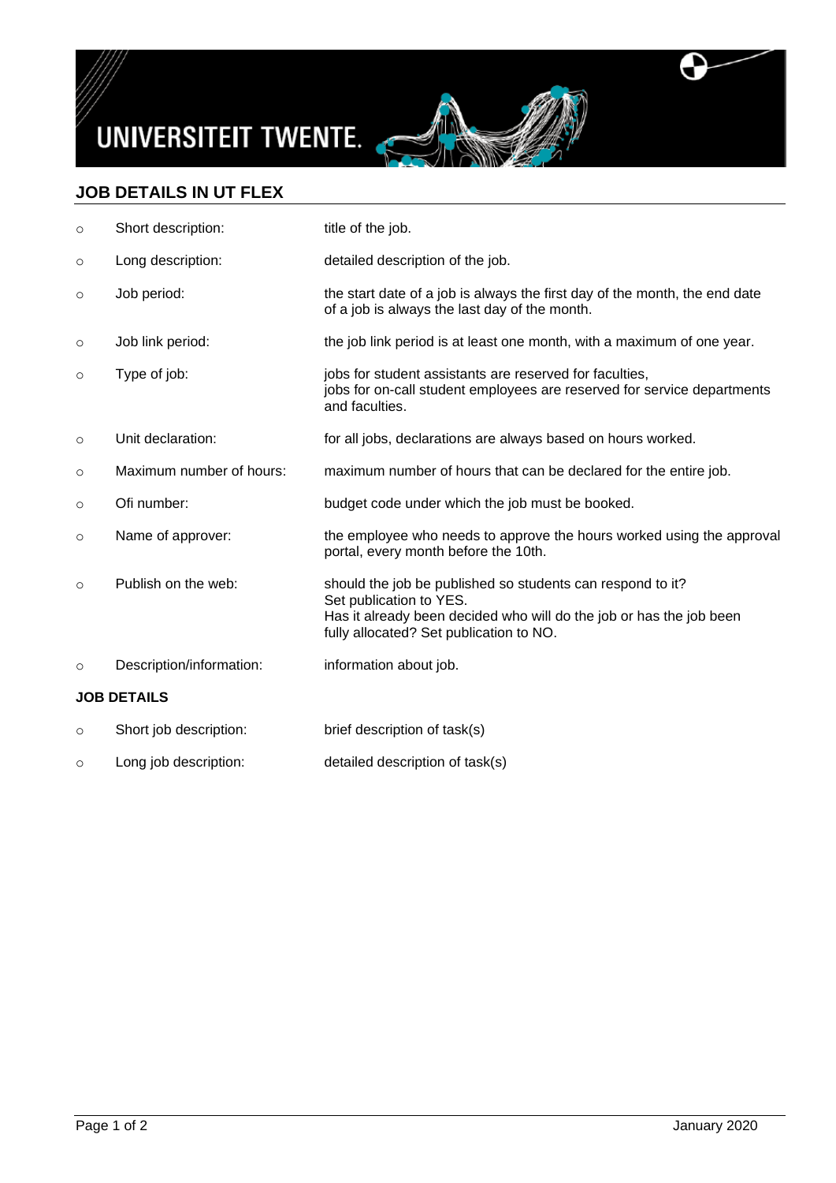UNIVERSITEIT TWENTE.

## JOB DETAILS IN UT FLEX

- Short description: title of the job.
- Long description: detailed description of the job.
- Job period: the start date of a job is always the first day of the month, the end date of a job is always the last day of the month.
- Job link period: the job link period is at least one month, with a maximum of one year.
- Type of job: jobs for student assistants are reserved for faculties, jobs for on-call student employees are reserved for service departments and faculties.
- Unit declaration: for all jobs, declarations are always based on hours worked.
- Maximum number of hours: maximum number of hours that can be declared for the entire job.
- Ofi number: budget code under which the job must be booked.
- Name of approver: the employee who needs to approve the hours worked using the approval portal, every month before the 10th.
- Publish on the web: should the job be published so students can respond to it? Set publication to YES. Has it already been decided who will do the job or has the job been fully allocated? Set publication to NO.
- Description/information: information about job.

### JOB DETAILS

- Short job description: brief description of task(s)
- Long job description: detailed description of task(s)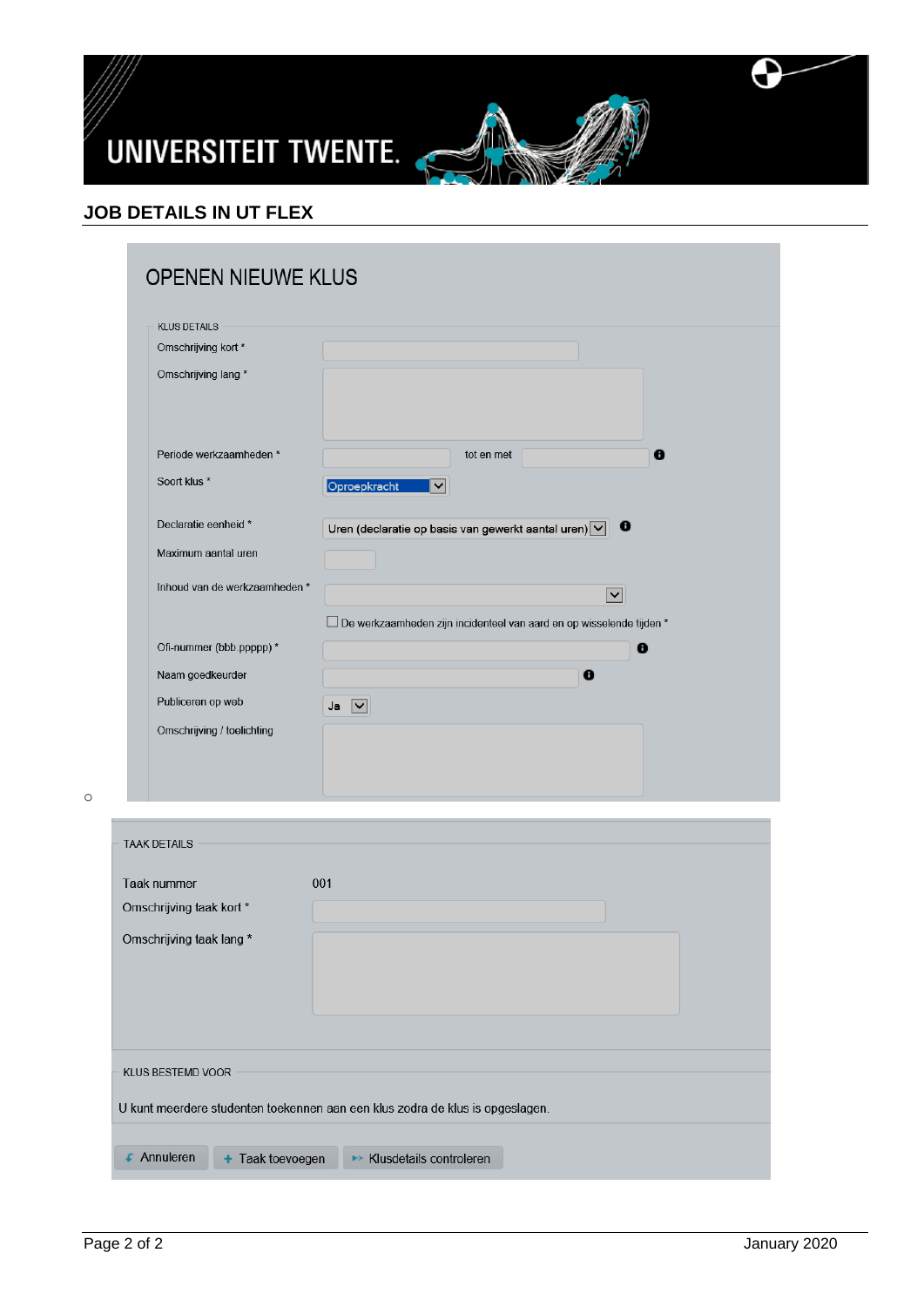## JOB DETAILS IN UT FLEX

# OPENEN NIEUWE KLUS

KLUS DETAILS

Omschrijving kort *

Omschrijving lang *

Periode werkzaamheden * tot en met

Soort klus * Oproepkracht

Declaratie eenheid * Uren (declaratie op basis van gewerkt aantal uren)

Maximum aantal uren

Inhoud van de werkzaamheden *

☐ De werkzaamheden zijn incidenteel van aard en op wisselende tijden *

Ofi-nummer (bbb.ppppp) *

Naam goedkeurder

Publiceren op web Ja

Omschrijving / toelichting

○

TAAK DETAILS

Taak nummer 001

Omschrijving taak kort *

Omschrijving taak lang *

KLUS BESTEMD VOOR

U kunt meerdere studenten toekennen aan een klus zodra de klus is opgeslagen.

Annuleren | Taak toevoegen | Klusdetails controleren